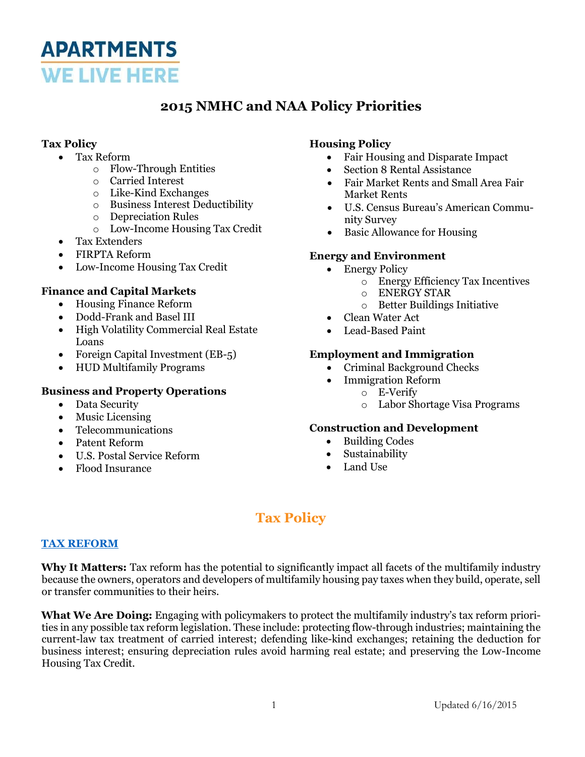APARTMENTS
WE LIVE HERE

# 2015 NMHC and NAA Policy Priorities

**Tax Policy**
- Tax Reform
  - Flow-Through Entities
  - Carried Interest
  - Like-Kind Exchanges
  - Business Interest Deductibility
  - Depreciation Rules
  - Low-Income Housing Tax Credit
- Tax Extenders
- FIRPTA Reform
- Low-Income Housing Tax Credit

**Finance and Capital Markets**
- Housing Finance Reform
- Dodd-Frank and Basel III
- High Volatility Commercial Real Estate Loans
- Foreign Capital Investment (EB-5)
- HUD Multifamily Programs

**Business and Property Operations**
- Data Security
- Music Licensing
- Telecommunications
- Patent Reform
- U.S. Postal Service Reform
- Flood Insurance

**Housing Policy**
- Fair Housing and Disparate Impact
- Section 8 Rental Assistance
- Fair Market Rents and Small Area Fair Market Rents
- U.S. Census Bureau's American Community Survey
- Basic Allowance for Housing

**Energy and Environment**
- Energy Policy
  - Energy Efficiency Tax Incentives
  - ENERGY STAR
  - Better Buildings Initiative
- Clean Water Act
- Lead-Based Paint

**Employment and Immigration**
- Criminal Background Checks
- Immigration Reform
  - E-Verify
  - Labor Shortage Visa Programs

**Construction and Development**
- Building Codes
- Sustainability
- Land Use

## Tax Policy

### TAX REFORM

**Why It Matters:** Tax reform has the potential to significantly impact all facets of the multifamily industry because the owners, operators and developers of multifamily housing pay taxes when they build, operate, sell or transfer communities to their heirs.

**What We Are Doing:** Engaging with policymakers to protect the multifamily industry's tax reform priorities in any possible tax reform legislation. These include: protecting flow-through industries; maintaining the current-law tax treatment of carried interest; defending like-kind exchanges; retaining the deduction for business interest; ensuring depreciation rules avoid harming real estate; and preserving the Low-Income Housing Tax Credit.

Updated 6/16/2015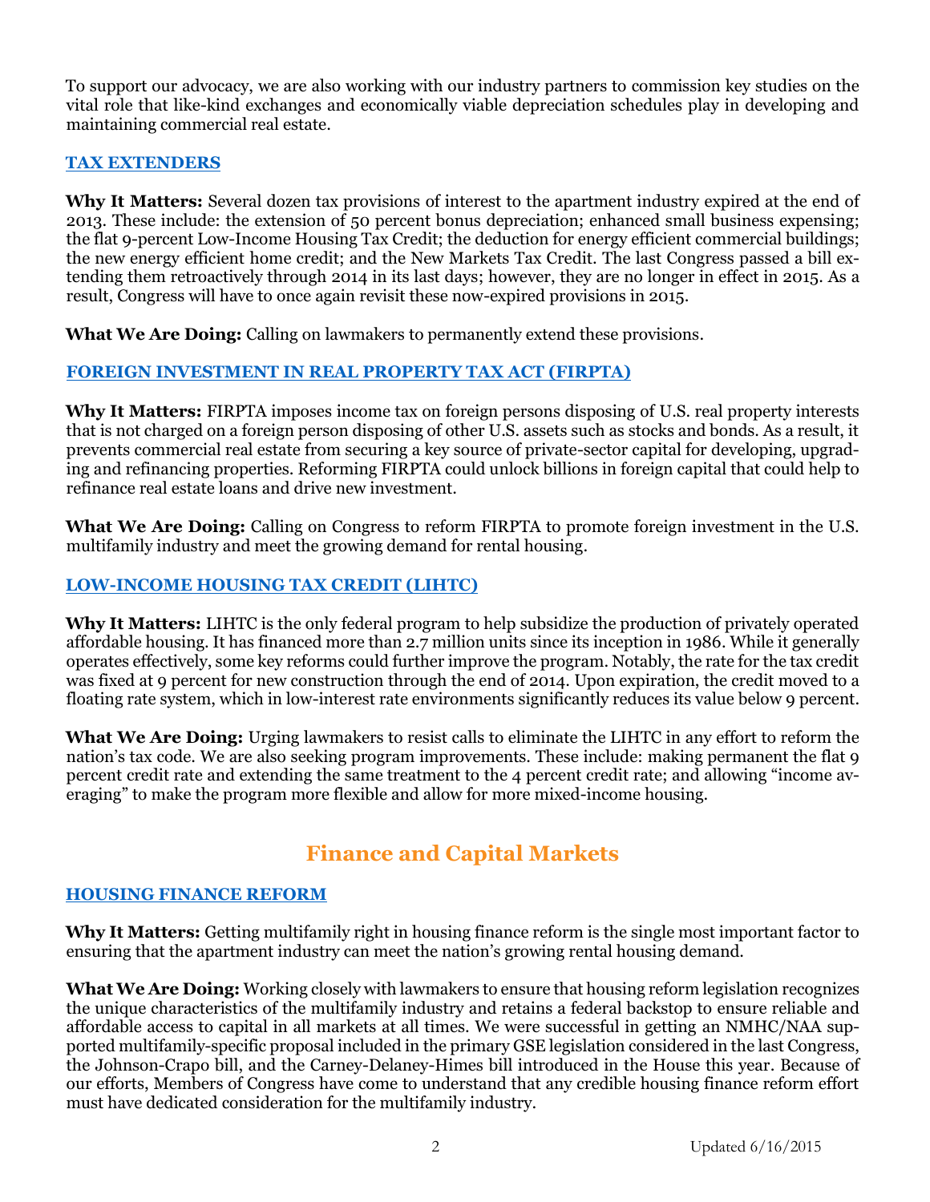To support our advocacy, we are also working with our industry partners to commission key studies on the vital role that like-kind exchanges and economically viable depreciation schedules play in developing and maintaining commercial real estate.

### TAX EXTENDERS

**Why It Matters:** Several dozen tax provisions of interest to the apartment industry expired at the end of 2013. These include: the extension of 50 percent bonus depreciation; enhanced small business expensing; the flat 9-percent Low-Income Housing Tax Credit; the deduction for energy efficient commercial buildings; the new energy efficient home credit; and the New Markets Tax Credit. The last Congress passed a bill extending them retroactively through 2014 in its last days; however, they are no longer in effect in 2015. As a result, Congress will have to once again revisit these now-expired provisions in 2015.

**What We Are Doing:** Calling on lawmakers to permanently extend these provisions.

### FOREIGN INVESTMENT IN REAL PROPERTY TAX ACT (FIRPTA)

**Why It Matters:** FIRPTA imposes income tax on foreign persons disposing of U.S. real property interests that is not charged on a foreign person disposing of other U.S. assets such as stocks and bonds. As a result, it prevents commercial real estate from securing a key source of private-sector capital for developing, upgrading and refinancing properties. Reforming FIRPTA could unlock billions in foreign capital that could help to refinance real estate loans and drive new investment.

**What We Are Doing:** Calling on Congress to reform FIRPTA to promote foreign investment in the U.S. multifamily industry and meet the growing demand for rental housing.

### LOW-INCOME HOUSING TAX CREDIT (LIHTC)

**Why It Matters:** LIHTC is the only federal program to help subsidize the production of privately operated affordable housing. It has financed more than 2.7 million units since its inception in 1986. While it generally operates effectively, some key reforms could further improve the program. Notably, the rate for the tax credit was fixed at 9 percent for new construction through the end of 2014. Upon expiration, the credit moved to a floating rate system, which in low-interest rate environments significantly reduces its value below 9 percent.

**What We Are Doing:** Urging lawmakers to resist calls to eliminate the LIHTC in any effort to reform the nation's tax code. We are also seeking program improvements. These include: making permanent the flat 9 percent credit rate and extending the same treatment to the 4 percent credit rate; and allowing "income averaging" to make the program more flexible and allow for more mixed-income housing.

## Finance and Capital Markets

### HOUSING FINANCE REFORM

**Why It Matters:** Getting multifamily right in housing finance reform is the single most important factor to ensuring that the apartment industry can meet the nation's growing rental housing demand.

**What We Are Doing:** Working closely with lawmakers to ensure that housing reform legislation recognizes the unique characteristics of the multifamily industry and retains a federal backstop to ensure reliable and affordable access to capital in all markets at all times. We were successful in getting an NMHC/NAA supported multifamily-specific proposal included in the primary GSE legislation considered in the last Congress, the Johnson-Crapo bill, and the Carney-Delaney-Himes bill introduced in the House this year. Because of our efforts, Members of Congress have come to understand that any credible housing finance reform effort must have dedicated consideration for the multifamily industry.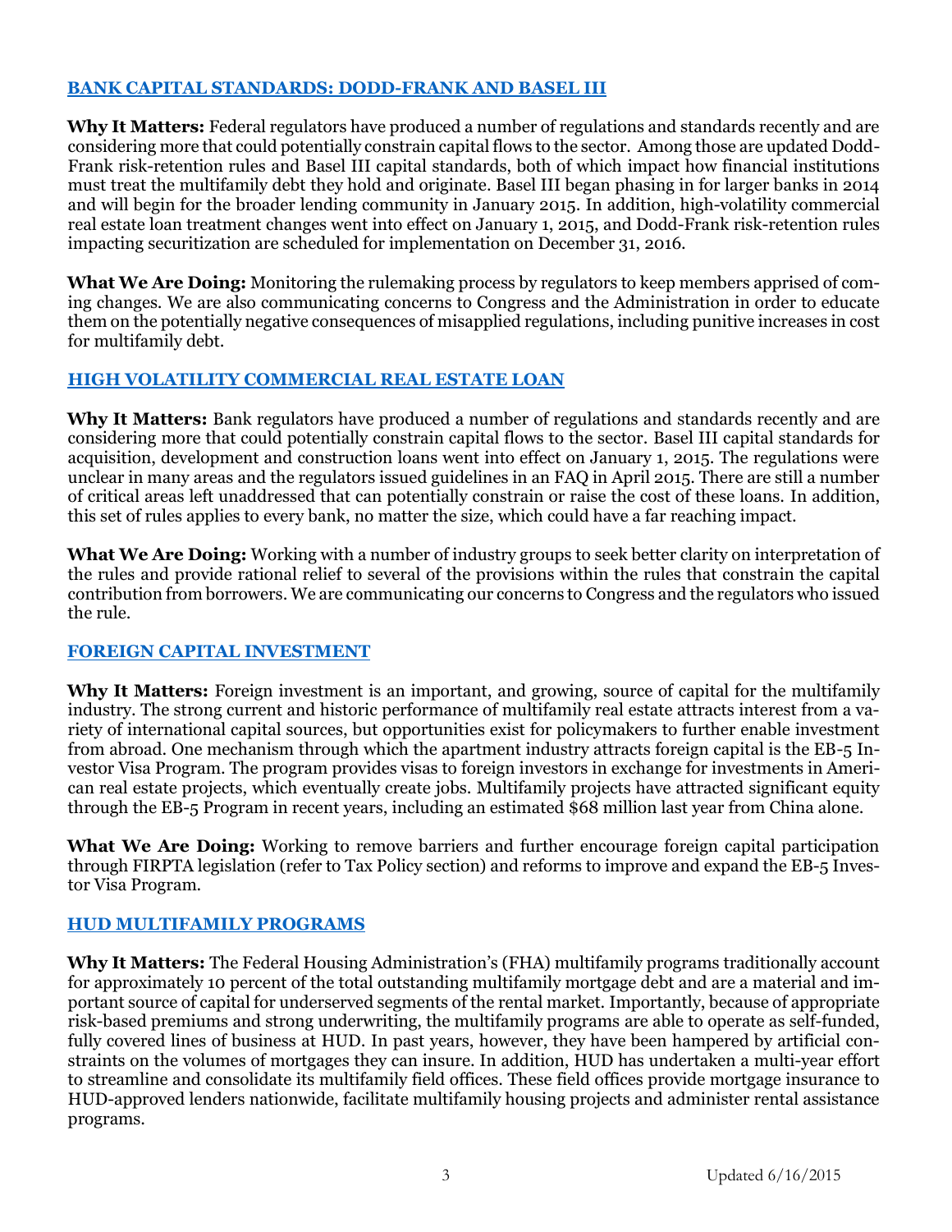## BANK CAPITAL STANDARDS: DODD-FRANK AND BASEL III

**Why It Matters:** Federal regulators have produced a number of regulations and standards recently and are considering more that could potentially constrain capital flows to the sector. Among those are updated Dodd-Frank risk-retention rules and Basel III capital standards, both of which impact how financial institutions must treat the multifamily debt they hold and originate. Basel III began phasing in for larger banks in 2014 and will begin for the broader lending community in January 2015. In addition, high-volatility commercial real estate loan treatment changes went into effect on January 1, 2015, and Dodd-Frank risk-retention rules impacting securitization are scheduled for implementation on December 31, 2016.

**What We Are Doing:** Monitoring the rulemaking process by regulators to keep members apprised of coming changes. We are also communicating concerns to Congress and the Administration in order to educate them on the potentially negative consequences of misapplied regulations, including punitive increases in cost for multifamily debt.

## HIGH VOLATILITY COMMERCIAL REAL ESTATE LOAN

**Why It Matters:** Bank regulators have produced a number of regulations and standards recently and are considering more that could potentially constrain capital flows to the sector. Basel III capital standards for acquisition, development and construction loans went into effect on January 1, 2015. The regulations were unclear in many areas and the regulators issued guidelines in an FAQ in April 2015. There are still a number of critical areas left unaddressed that can potentially constrain or raise the cost of these loans. In addition, this set of rules applies to every bank, no matter the size, which could have a far reaching impact.

**What We Are Doing:** Working with a number of industry groups to seek better clarity on interpretation of the rules and provide rational relief to several of the provisions within the rules that constrain the capital contribution from borrowers. We are communicating our concerns to Congress and the regulators who issued the rule.

## FOREIGN CAPITAL INVESTMENT

**Why It Matters:** Foreign investment is an important, and growing, source of capital for the multifamily industry. The strong current and historic performance of multifamily real estate attracts interest from a variety of international capital sources, but opportunities exist for policymakers to further enable investment from abroad. One mechanism through which the apartment industry attracts foreign capital is the EB-5 Investor Visa Program. The program provides visas to foreign investors in exchange for investments in American real estate projects, which eventually create jobs. Multifamily projects have attracted significant equity through the EB-5 Program in recent years, including an estimated $68 million last year from China alone.

**What We Are Doing:** Working to remove barriers and further encourage foreign capital participation through FIRPTA legislation (refer to Tax Policy section) and reforms to improve and expand the EB-5 Investor Visa Program.

## HUD MULTIFAMILY PROGRAMS

**Why It Matters:** The Federal Housing Administration's (FHA) multifamily programs traditionally account for approximately 10 percent of the total outstanding multifamily mortgage debt and are a material and important source of capital for underserved segments of the rental market. Importantly, because of appropriate risk-based premiums and strong underwriting, the multifamily programs are able to operate as self-funded, fully covered lines of business at HUD. In past years, however, they have been hampered by artificial constraints on the volumes of mortgages they can insure. In addition, HUD has undertaken a multi-year effort to streamline and consolidate its multifamily field offices. These field offices provide mortgage insurance to HUD-approved lenders nationwide, facilitate multifamily housing projects and administer rental assistance programs.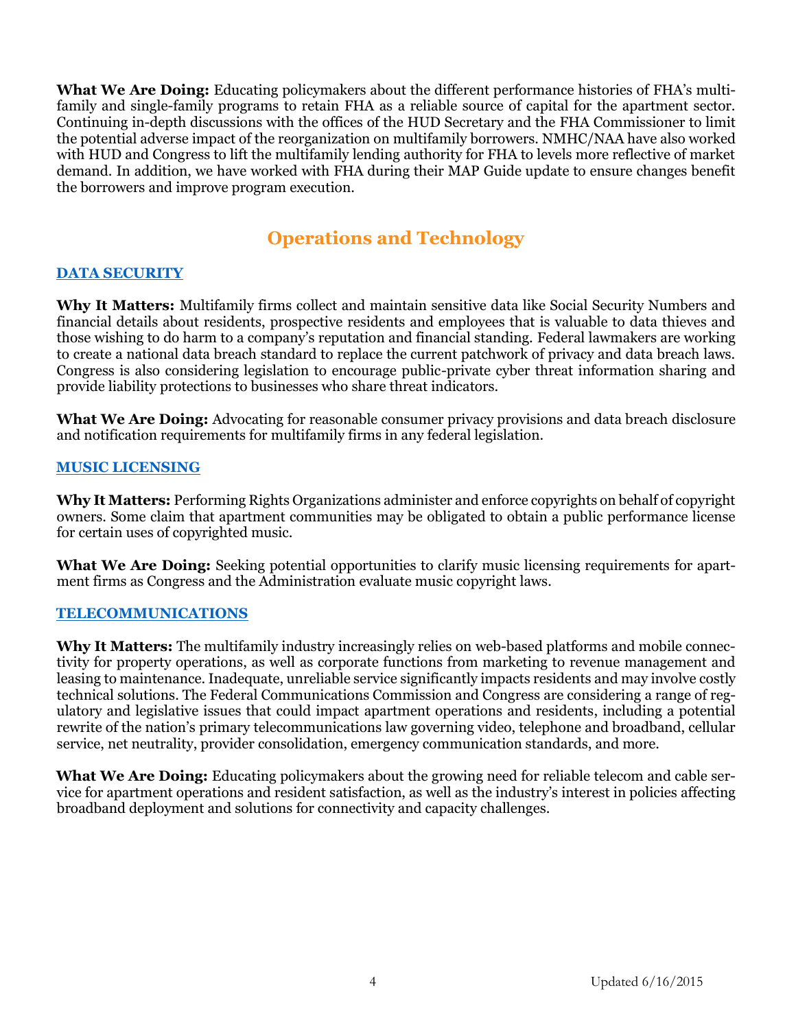**What We Are Doing:** Educating policymakers about the different performance histories of FHA's multifamily and single-family programs to retain FHA as a reliable source of capital for the apartment sector. Continuing in-depth discussions with the offices of the HUD Secretary and the FHA Commissioner to limit the potential adverse impact of the reorganization on multifamily borrowers. NMHC/NAA have also worked with HUD and Congress to lift the multifamily lending authority for FHA to levels more reflective of market demand. In addition, we have worked with FHA during their MAP Guide update to ensure changes benefit the borrowers and improve program execution.

## Operations and Technology

### DATA SECURITY

**Why It Matters:** Multifamily firms collect and maintain sensitive data like Social Security Numbers and financial details about residents, prospective residents and employees that is valuable to data thieves and those wishing to do harm to a company's reputation and financial standing. Federal lawmakers are working to create a national data breach standard to replace the current patchwork of privacy and data breach laws. Congress is also considering legislation to encourage public-private cyber threat information sharing and provide liability protections to businesses who share threat indicators.

**What We Are Doing:** Advocating for reasonable consumer privacy provisions and data breach disclosure and notification requirements for multifamily firms in any federal legislation.

### MUSIC LICENSING

**Why It Matters:** Performing Rights Organizations administer and enforce copyrights on behalf of copyright owners. Some claim that apartment communities may be obligated to obtain a public performance license for certain uses of copyrighted music.

**What We Are Doing:** Seeking potential opportunities to clarify music licensing requirements for apartment firms as Congress and the Administration evaluate music copyright laws.

### TELECOMMUNICATIONS

**Why It Matters:** The multifamily industry increasingly relies on web-based platforms and mobile connectivity for property operations, as well as corporate functions from marketing to revenue management and leasing to maintenance. Inadequate, unreliable service significantly impacts residents and may involve costly technical solutions. The Federal Communications Commission and Congress are considering a range of regulatory and legislative issues that could impact apartment operations and residents, including a potential rewrite of the nation's primary telecommunications law governing video, telephone and broadband, cellular service, net neutrality, provider consolidation, emergency communication standards, and more.

**What We Are Doing:** Educating policymakers about the growing need for reliable telecom and cable service for apartment operations and resident satisfaction, as well as the industry's interest in policies affecting broadband deployment and solutions for connectivity and capacity challenges.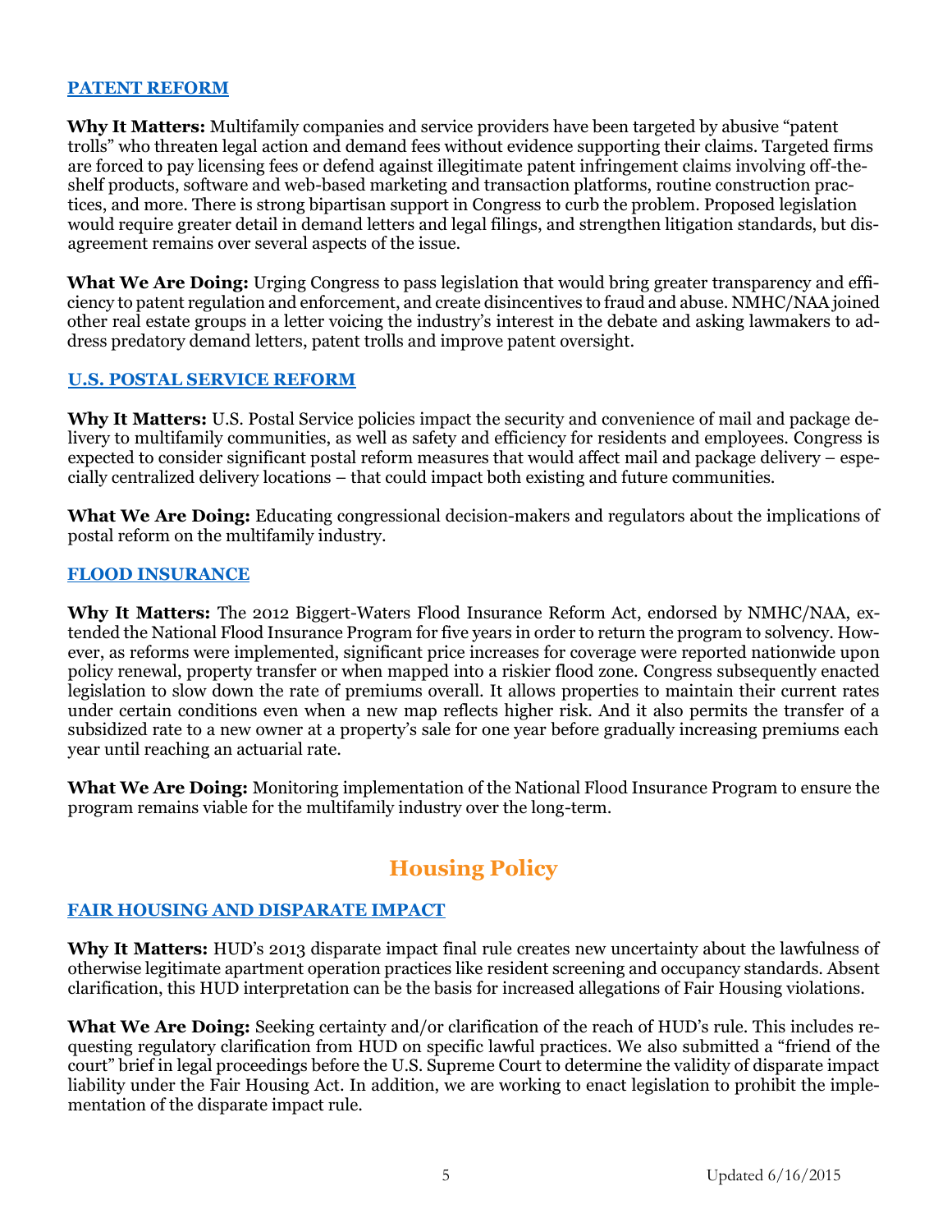### PATENT REFORM

**Why It Matters:** Multifamily companies and service providers have been targeted by abusive "patent trolls" who threaten legal action and demand fees without evidence supporting their claims. Targeted firms are forced to pay licensing fees or defend against illegitimate patent infringement claims involving off-the-shelf products, software and web-based marketing and transaction platforms, routine construction practices, and more. There is strong bipartisan support in Congress to curb the problem. Proposed legislation would require greater detail in demand letters and legal filings, and strengthen litigation standards, but disagreement remains over several aspects of the issue.

**What We Are Doing:** Urging Congress to pass legislation that would bring greater transparency and efficiency to patent regulation and enforcement, and create disincentives to fraud and abuse. NMHC/NAA joined other real estate groups in a letter voicing the industry's interest in the debate and asking lawmakers to address predatory demand letters, patent trolls and improve patent oversight.

### U.S. POSTAL SERVICE REFORM

**Why It Matters:** U.S. Postal Service policies impact the security and convenience of mail and package delivery to multifamily communities, as well as safety and efficiency for residents and employees. Congress is expected to consider significant postal reform measures that would affect mail and package delivery – especially centralized delivery locations – that could impact both existing and future communities.

**What We Are Doing:** Educating congressional decision-makers and regulators about the implications of postal reform on the multifamily industry.

### FLOOD INSURANCE

**Why It Matters:** The 2012 Biggert-Waters Flood Insurance Reform Act, endorsed by NMHC/NAA, extended the National Flood Insurance Program for five years in order to return the program to solvency. However, as reforms were implemented, significant price increases for coverage were reported nationwide upon policy renewal, property transfer or when mapped into a riskier flood zone. Congress subsequently enacted legislation to slow down the rate of premiums overall. It allows properties to maintain their current rates under certain conditions even when a new map reflects higher risk. And it also permits the transfer of a subsidized rate to a new owner at a property's sale for one year before gradually increasing premiums each year until reaching an actuarial rate.

**What We Are Doing:** Monitoring implementation of the National Flood Insurance Program to ensure the program remains viable for the multifamily industry over the long-term.

## Housing Policy

### FAIR HOUSING AND DISPARATE IMPACT

**Why It Matters:** HUD's 2013 disparate impact final rule creates new uncertainty about the lawfulness of otherwise legitimate apartment operation practices like resident screening and occupancy standards. Absent clarification, this HUD interpretation can be the basis for increased allegations of Fair Housing violations.

**What We Are Doing:** Seeking certainty and/or clarification of the reach of HUD's rule. This includes requesting regulatory clarification from HUD on specific lawful practices. We also submitted a "friend of the court" brief in legal proceedings before the U.S. Supreme Court to determine the validity of disparate impact liability under the Fair Housing Act. In addition, we are working to enact legislation to prohibit the implementation of the disparate impact rule.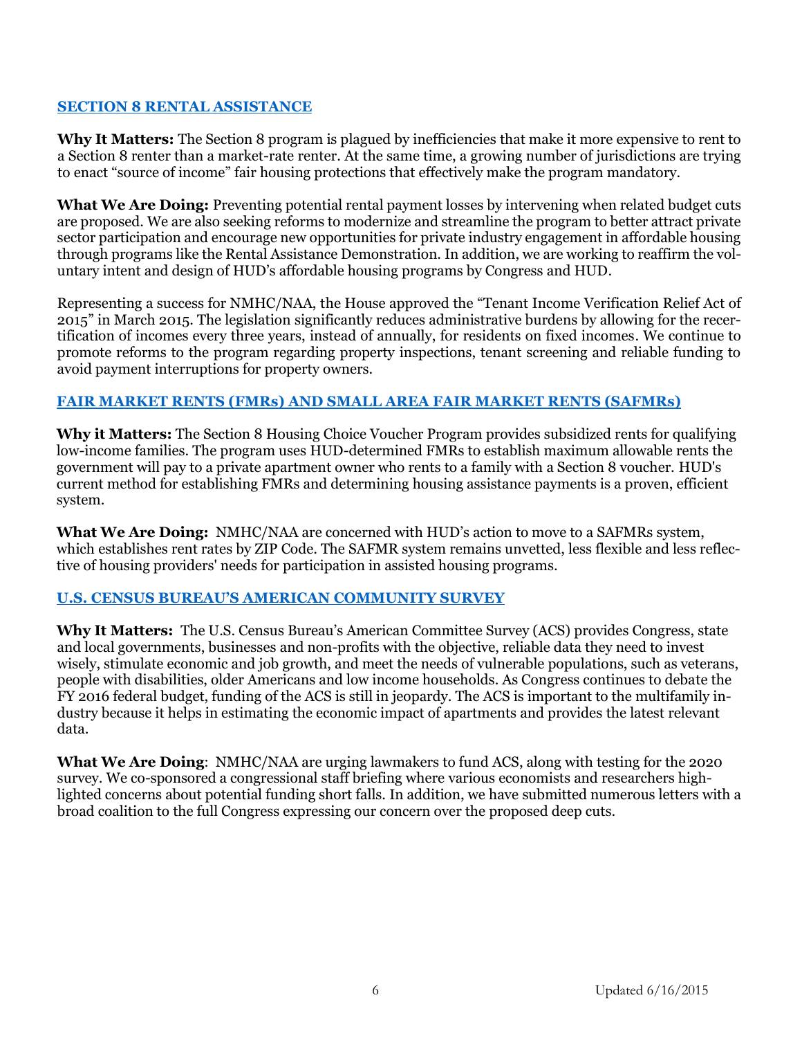## SECTION 8 RENTAL ASSISTANCE

**Why It Matters:** The Section 8 program is plagued by inefficiencies that make it more expensive to rent to a Section 8 renter than a market-rate renter. At the same time, a growing number of jurisdictions are trying to enact "source of income" fair housing protections that effectively make the program mandatory.

**What We Are Doing:** Preventing potential rental payment losses by intervening when related budget cuts are proposed. We are also seeking reforms to modernize and streamline the program to better attract private sector participation and encourage new opportunities for private industry engagement in affordable housing through programs like the Rental Assistance Demonstration. In addition, we are working to reaffirm the voluntary intent and design of HUD's affordable housing programs by Congress and HUD.

Representing a success for NMHC/NAA, the House approved the "Tenant Income Verification Relief Act of 2015" in March 2015. The legislation significantly reduces administrative burdens by allowing for the recertification of incomes every three years, instead of annually, for residents on fixed incomes. We continue to promote reforms to the program regarding property inspections, tenant screening and reliable funding to avoid payment interruptions for property owners.

## FAIR MARKET RENTS (FMRs) AND SMALL AREA FAIR MARKET RENTS (SAFMRs)

**Why it Matters:** The Section 8 Housing Choice Voucher Program provides subsidized rents for qualifying low-income families. The program uses HUD-determined FMRs to establish maximum allowable rents the government will pay to a private apartment owner who rents to a family with a Section 8 voucher. HUD's current method for establishing FMRs and determining housing assistance payments is a proven, efficient system.

**What We Are Doing:** NMHC/NAA are concerned with HUD's action to move to a SAFMRs system, which establishes rent rates by ZIP Code. The SAFMR system remains unvetted, less flexible and less reflective of housing providers' needs for participation in assisted housing programs.

## U.S. CENSUS BUREAU'S AMERICAN COMMUNITY SURVEY

**Why It Matters:** The U.S. Census Bureau's American Committee Survey (ACS) provides Congress, state and local governments, businesses and non-profits with the objective, reliable data they need to invest wisely, stimulate economic and job growth, and meet the needs of vulnerable populations, such as veterans, people with disabilities, older Americans and low income households. As Congress continues to debate the FY 2016 federal budget, funding of the ACS is still in jeopardy. The ACS is important to the multifamily industry because it helps in estimating the economic impact of apartments and provides the latest relevant data.

**What We Are Doing**: NMHC/NAA are urging lawmakers to fund ACS, along with testing for the 2020 survey. We co-sponsored a congressional staff briefing where various economists and researchers highlighted concerns about potential funding short falls. In addition, we have submitted numerous letters with a broad coalition to the full Congress expressing our concern over the proposed deep cuts.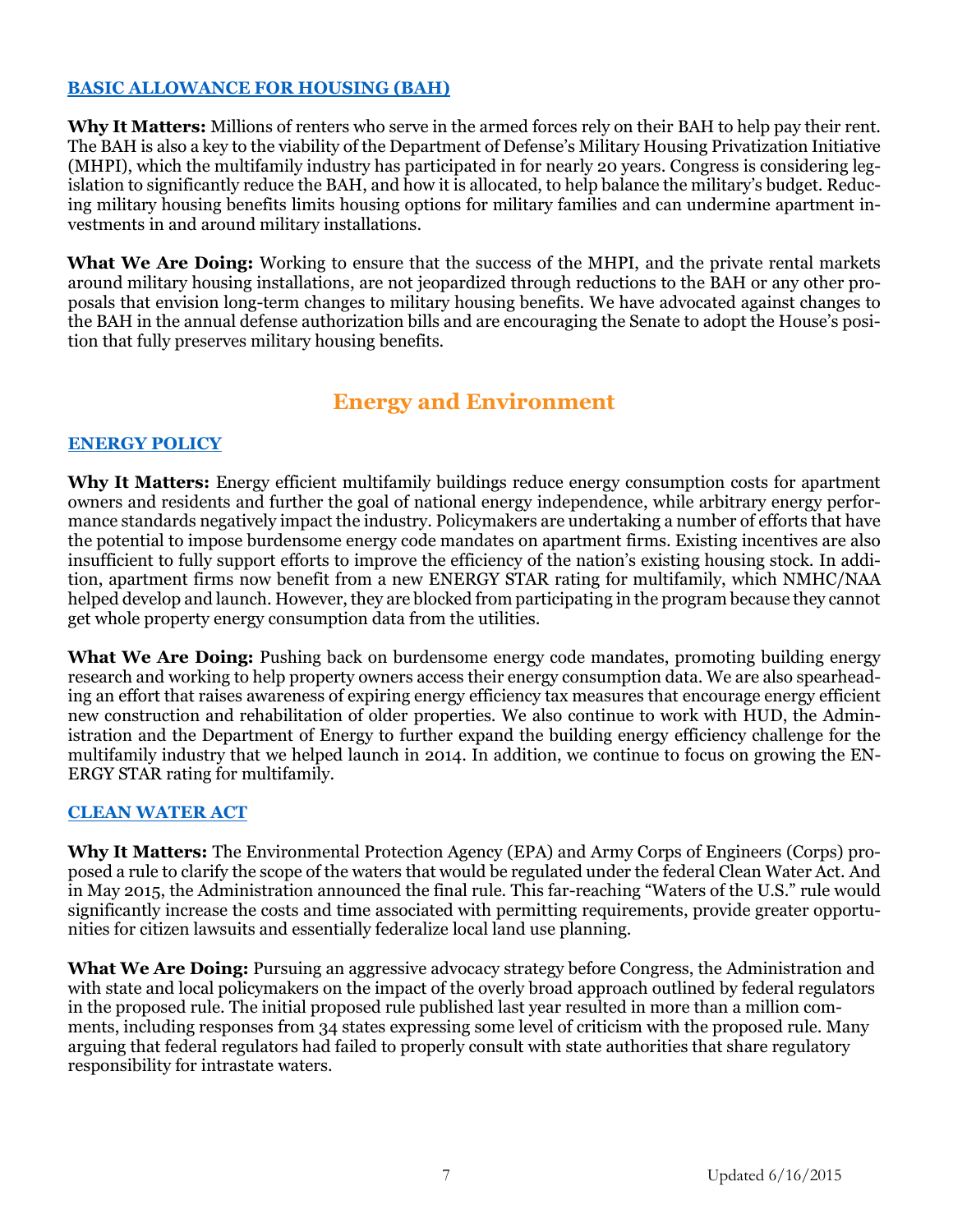### BASIC ALLOWANCE FOR HOUSING (BAH)

**Why It Matters:** Millions of renters who serve in the armed forces rely on their BAH to help pay their rent. The BAH is also a key to the viability of the Department of Defense's Military Housing Privatization Initiative (MHPI), which the multifamily industry has participated in for nearly 20 years. Congress is considering legislation to significantly reduce the BAH, and how it is allocated, to help balance the military's budget. Reducing military housing benefits limits housing options for military families and can undermine apartment investments in and around military installations.

**What We Are Doing:** Working to ensure that the success of the MHPI, and the private rental markets around military housing installations, are not jeopardized through reductions to the BAH or any other proposals that envision long-term changes to military housing benefits. We have advocated against changes to the BAH in the annual defense authorization bills and are encouraging the Senate to adopt the House's position that fully preserves military housing benefits.

## Energy and Environment

### ENERGY POLICY

**Why It Matters:** Energy efficient multifamily buildings reduce energy consumption costs for apartment owners and residents and further the goal of national energy independence, while arbitrary energy performance standards negatively impact the industry. Policymakers are undertaking a number of efforts that have the potential to impose burdensome energy code mandates on apartment firms. Existing incentives are also insufficient to fully support efforts to improve the efficiency of the nation's existing housing stock. In addition, apartment firms now benefit from a new ENERGY STAR rating for multifamily, which NMHC/NAA helped develop and launch. However, they are blocked from participating in the program because they cannot get whole property energy consumption data from the utilities.

**What We Are Doing:** Pushing back on burdensome energy code mandates, promoting building energy research and working to help property owners access their energy consumption data. We are also spearheading an effort that raises awareness of expiring energy efficiency tax measures that encourage energy efficient new construction and rehabilitation of older properties. We also continue to work with HUD, the Administration and the Department of Energy to further expand the building energy efficiency challenge for the multifamily industry that we helped launch in 2014. In addition, we continue to focus on growing the ENERGY STAR rating for multifamily.

### CLEAN WATER ACT

**Why It Matters:** The Environmental Protection Agency (EPA) and Army Corps of Engineers (Corps) proposed a rule to clarify the scope of the waters that would be regulated under the federal Clean Water Act. And in May 2015, the Administration announced the final rule. This far-reaching "Waters of the U.S." rule would significantly increase the costs and time associated with permitting requirements, provide greater opportunities for citizen lawsuits and essentially federalize local land use planning.

**What We Are Doing:** Pursuing an aggressive advocacy strategy before Congress, the Administration and with state and local policymakers on the impact of the overly broad approach outlined by federal regulators in the proposed rule. The initial proposed rule published last year resulted in more than a million comments, including responses from 34 states expressing some level of criticism with the proposed rule. Many arguing that federal regulators had failed to properly consult with state authorities that share regulatory responsibility for intrastate waters.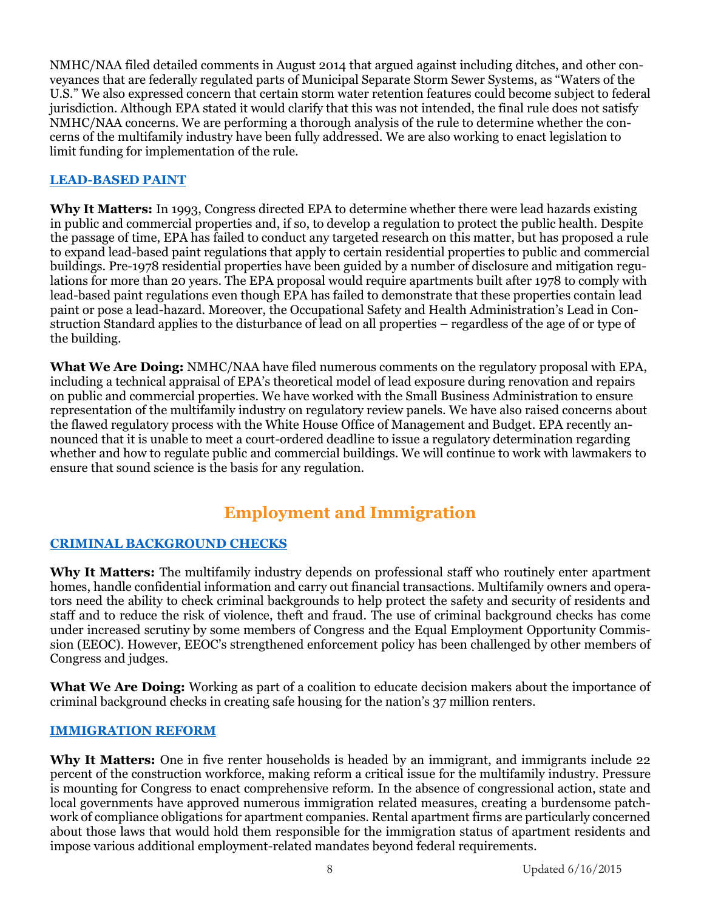NMHC/NAA filed detailed comments in August 2014 that argued against including ditches, and other conveyances that are federally regulated parts of Municipal Separate Storm Sewer Systems, as "Waters of the U.S." We also expressed concern that certain storm water retention features could become subject to federal jurisdiction. Although EPA stated it would clarify that this was not intended, the final rule does not satisfy NMHC/NAA concerns. We are performing a thorough analysis of the rule to determine whether the concerns of the multifamily industry have been fully addressed. We are also working to enact legislation to limit funding for implementation of the rule.

### LEAD-BASED PAINT

**Why It Matters:** In 1993, Congress directed EPA to determine whether there were lead hazards existing in public and commercial properties and, if so, to develop a regulation to protect the public health. Despite the passage of time, EPA has failed to conduct any targeted research on this matter, but has proposed a rule to expand lead-based paint regulations that apply to certain residential properties to public and commercial buildings. Pre-1978 residential properties have been guided by a number of disclosure and mitigation regulations for more than 20 years. The EPA proposal would require apartments built after 1978 to comply with lead-based paint regulations even though EPA has failed to demonstrate that these properties contain lead paint or pose a lead-hazard. Moreover, the Occupational Safety and Health Administration's Lead in Construction Standard applies to the disturbance of lead on all properties – regardless of the age of or type of the building.

**What We Are Doing:** NMHC/NAA have filed numerous comments on the regulatory proposal with EPA, including a technical appraisal of EPA's theoretical model of lead exposure during renovation and repairs on public and commercial properties. We have worked with the Small Business Administration to ensure representation of the multifamily industry on regulatory review panels. We have also raised concerns about the flawed regulatory process with the White House Office of Management and Budget. EPA recently announced that it is unable to meet a court-ordered deadline to issue a regulatory determination regarding whether and how to regulate public and commercial buildings. We will continue to work with lawmakers to ensure that sound science is the basis for any regulation.

## Employment and Immigration

### CRIMINAL BACKGROUND CHECKS

**Why It Matters:** The multifamily industry depends on professional staff who routinely enter apartment homes, handle confidential information and carry out financial transactions. Multifamily owners and operators need the ability to check criminal backgrounds to help protect the safety and security of residents and staff and to reduce the risk of violence, theft and fraud. The use of criminal background checks has come under increased scrutiny by some members of Congress and the Equal Employment Opportunity Commission (EEOC). However, EEOC's strengthened enforcement policy has been challenged by other members of Congress and judges.

**What We Are Doing:** Working as part of a coalition to educate decision makers about the importance of criminal background checks in creating safe housing for the nation's 37 million renters.

### IMMIGRATION REFORM

**Why It Matters:** One in five renter households is headed by an immigrant, and immigrants include 22 percent of the construction workforce, making reform a critical issue for the multifamily industry. Pressure is mounting for Congress to enact comprehensive reform. In the absence of congressional action, state and local governments have approved numerous immigration related measures, creating a burdensome patchwork of compliance obligations for apartment companies. Rental apartment firms are particularly concerned about those laws that would hold them responsible for the immigration status of apartment residents and impose various additional employment-related mandates beyond federal requirements.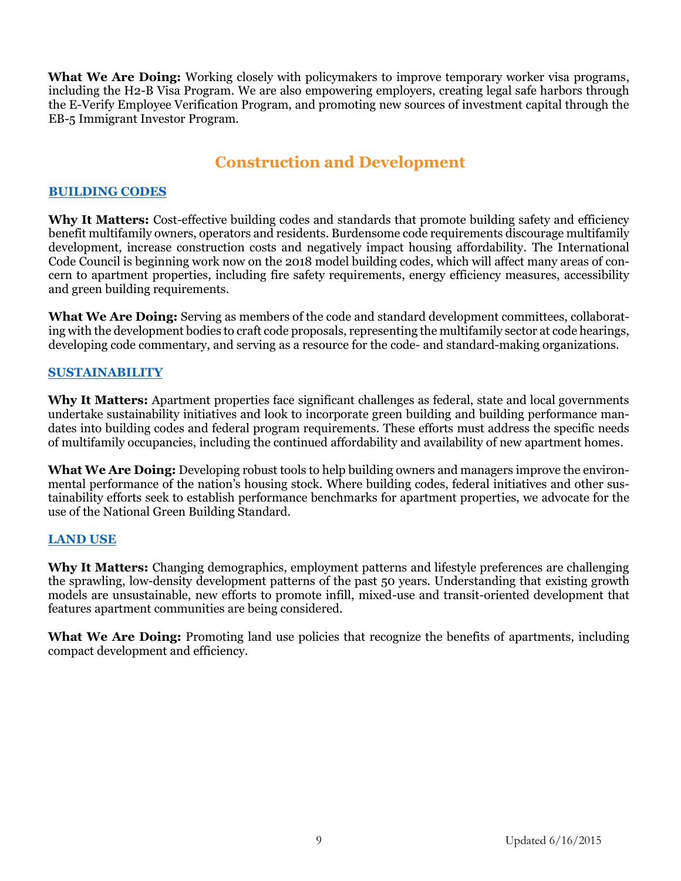**What We Are Doing:** Working closely with policymakers to improve temporary worker visa programs, including the H2-B Visa Program. We are also empowering employers, creating legal safe harbors through the E-Verify Employee Verification Program, and promoting new sources of investment capital through the EB-5 Immigrant Investor Program.

## Construction and Development

### BUILDING CODES

**Why It Matters:** Cost-effective building codes and standards that promote building safety and efficiency benefit multifamily owners, operators and residents. Burdensome code requirements discourage multifamily development, increase construction costs and negatively impact housing affordability. The International Code Council is beginning work now on the 2018 model building codes, which will affect many areas of concern to apartment properties, including fire safety requirements, energy efficiency measures, accessibility and green building requirements.

**What We Are Doing:** Serving as members of the code and standard development committees, collaborating with the development bodies to craft code proposals, representing the multifamily sector at code hearings, developing code commentary, and serving as a resource for the code- and standard-making organizations.

### SUSTAINABILITY

**Why It Matters:** Apartment properties face significant challenges as federal, state and local governments undertake sustainability initiatives and look to incorporate green building and building performance mandates into building codes and federal program requirements. These efforts must address the specific needs of multifamily occupancies, including the continued affordability and availability of new apartment homes.

**What We Are Doing:** Developing robust tools to help building owners and managers improve the environmental performance of the nation's housing stock. Where building codes, federal initiatives and other sustainability efforts seek to establish performance benchmarks for apartment properties, we advocate for the use of the National Green Building Standard.

### LAND USE

**Why It Matters:** Changing demographics, employment patterns and lifestyle preferences are challenging the sprawling, low-density development patterns of the past 50 years. Understanding that existing growth models are unsustainable, new efforts to promote infill, mixed-use and transit-oriented development that features apartment communities are being considered.

**What We Are Doing:** Promoting land use policies that recognize the benefits of apartments, including compact development and efficiency.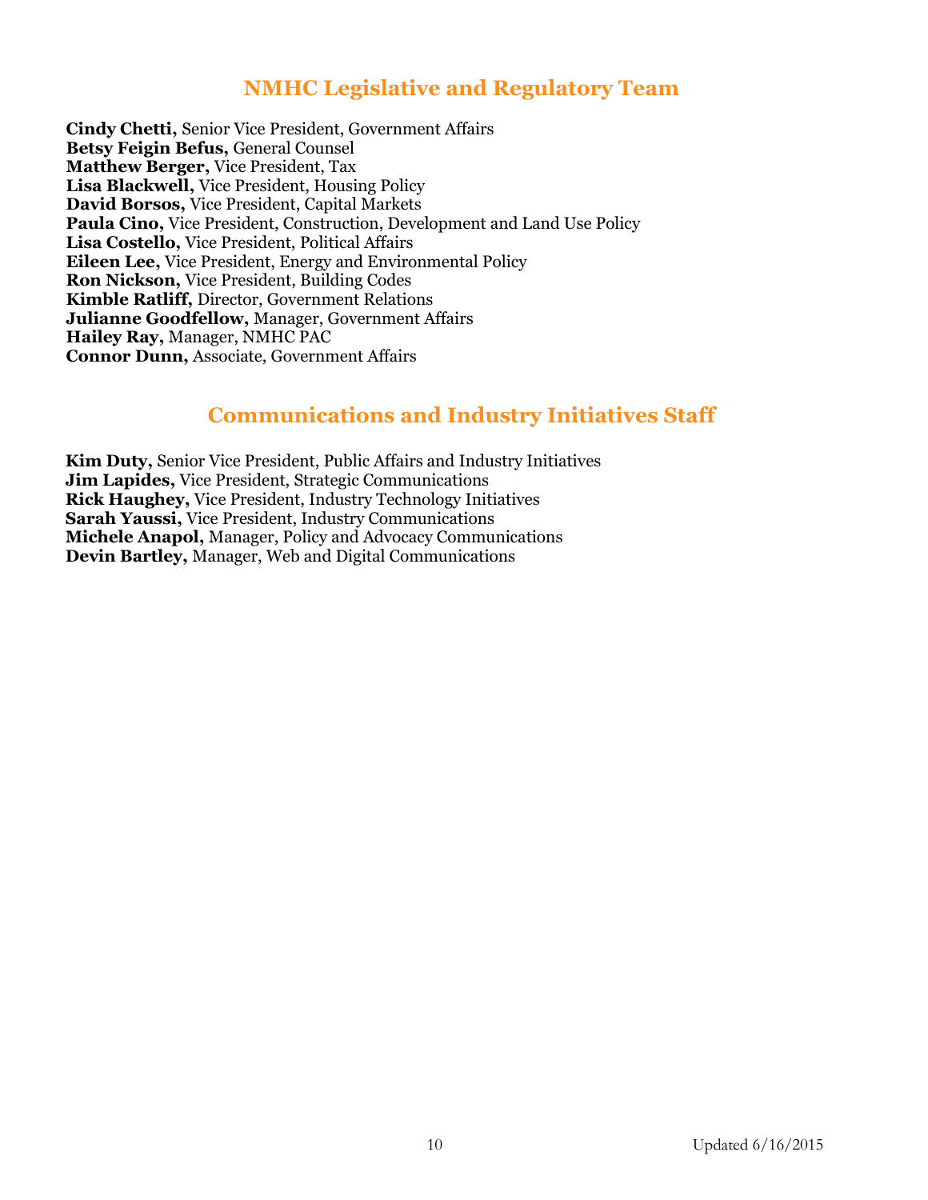## NMHC Legislative and Regulatory Team

**Cindy Chetti,** Senior Vice President, Government Affairs
**Betsy Feigin Befus,** General Counsel
**Matthew Berger,** Vice President, Tax
**Lisa Blackwell,** Vice President, Housing Policy
**David Borsos,** Vice President, Capital Markets
**Paula Cino,** Vice President, Construction, Development and Land Use Policy
**Lisa Costello,** Vice President, Political Affairs
**Eileen Lee,** Vice President, Energy and Environmental Policy
**Ron Nickson,** Vice President, Building Codes
**Kimble Ratliff,** Director, Government Relations
**Julianne Goodfellow,** Manager, Government Affairs
**Hailey Ray,** Manager, NMHC PAC
**Connor Dunn,** Associate, Government Affairs

## Communications and Industry Initiatives Staff

**Kim Duty,** Senior Vice President, Public Affairs and Industry Initiatives
**Jim Lapides,** Vice President, Strategic Communications
**Rick Haughey,** Vice President, Industry Technology Initiatives
**Sarah Yaussi,** Vice President, Industry Communications
**Michele Anapol,** Manager, Policy and Advocacy Communications
**Devin Bartley,** Manager, Web and Digital Communications

Updated 6/16/2015